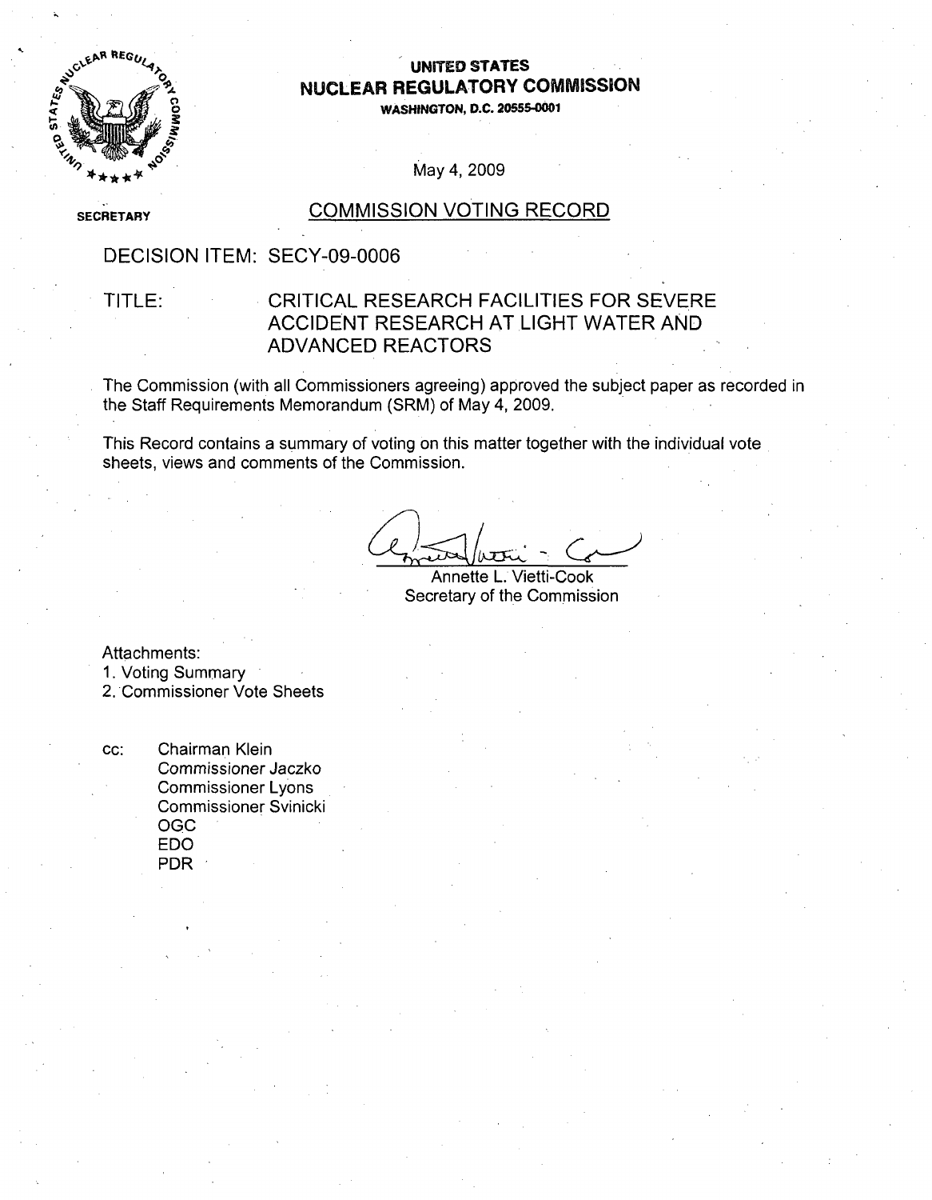# UNITED STATES
# NUCLEAR REGULATORY COMMISSION

WASHINGTON, D.C. 20555-0001

SECRETARY

May 4, 2009

## COMMISSION VOTING RECORD

DECISION ITEM: SECY-09-0006

TITLE: CRITICAL RESEARCH FACILITIES FOR SEVERE ACCIDENT RESEARCH AT LIGHT WATER AND ADVANCED REACTORS

The Commission (with all Commissioners agreeing) approved the subject paper as recorded in the Staff Requirements Memorandum (SRM) of May 4, 2009.

This Record contains a summary of voting on this matter together with the individual vote sheets, views and comments of the Commission.

Annette L. Vietti-Cook
Secretary of the Commission

Attachments:
1. Voting Summary
2. Commissioner Vote Sheets

cc: Chairman Klein
Commissioner Jaczko
Commissioner Lyons
Commissioner Svinicki
OGC
EDO
PDR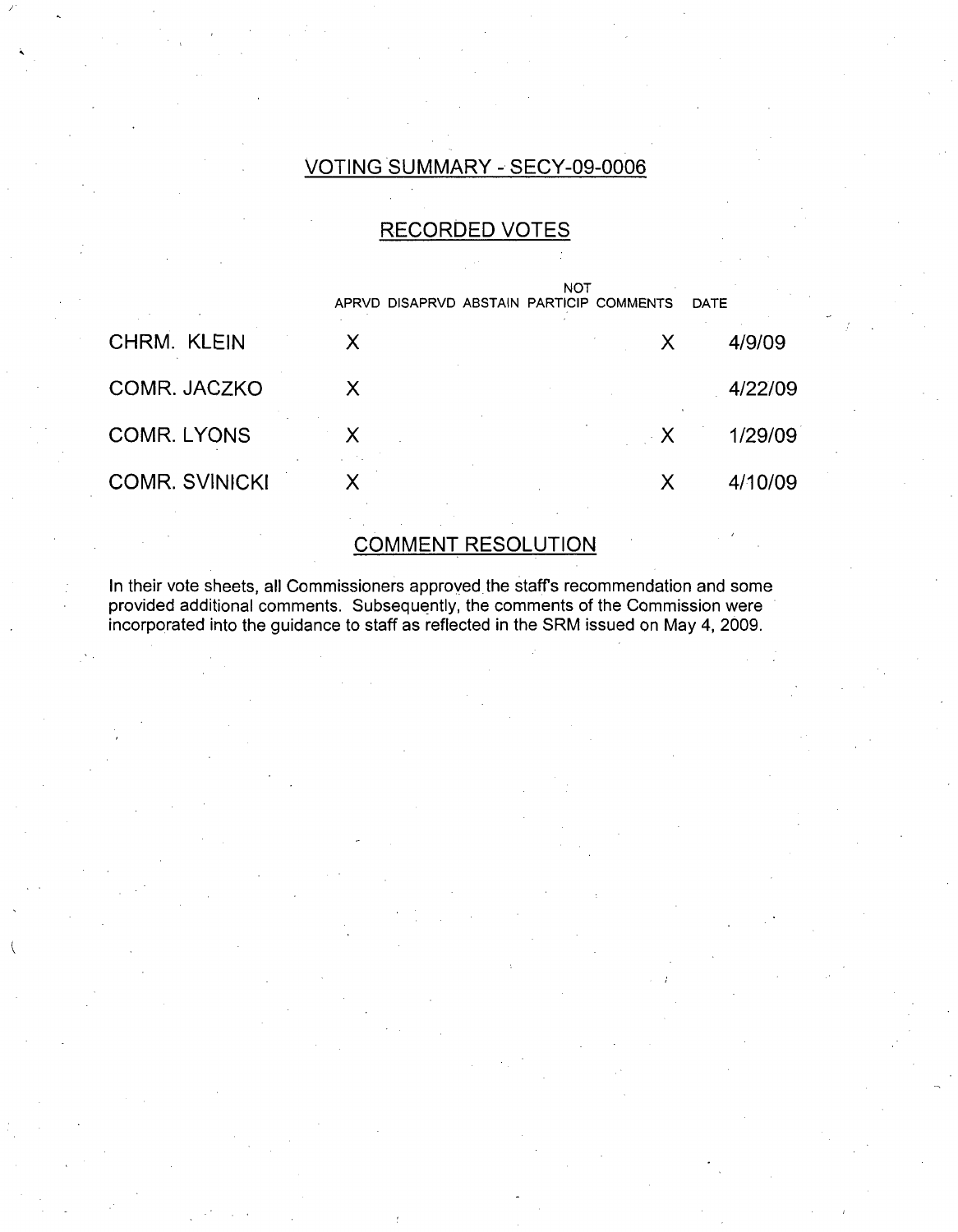## VOTING SUMMARY - SECY-09-0006

## RECORDED VOTES

| | APRVD | DISAPRVD | ABSTAIN | NOT PARTICIP | COMMENTS | DATE |
|---|---|---|---|---|---|---|
| CHRM. KLEIN | X | | | | X | 4/9/09 |
| COMR. JACZKO | X | | | | | 4/22/09 |
| COMR. LYONS | X | | | | X | 1/29/09 |
| COMR. SVINICKI | X | | | | X | 4/10/09 |

## COMMENT RESOLUTION

In their vote sheets, all Commissioners approved the staff's recommendation and some provided additional comments. Subsequently, the comments of the Commission were incorporated into the guidance to staff as reflected in the SRM issued on May 4, 2009.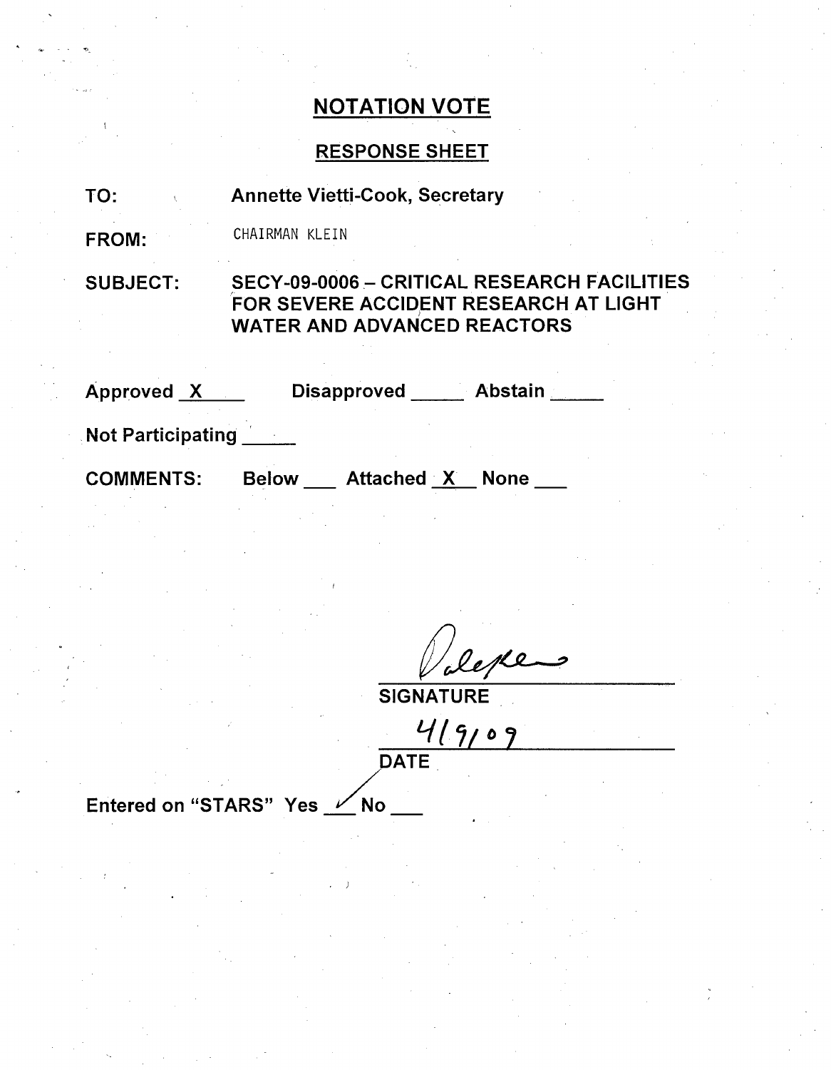# NOTATION VOTE

## RESPONSE SHEET

**TO:** Annette Vietti-Cook, Secretary

**FROM:** CHAIRMAN KLEIN

**SUBJECT:** SECY-09-0006 – CRITICAL RESEARCH FACILITIES FOR SEVERE ACCIDENT RESEARCH AT LIGHT WATER AND ADVANCED REACTORS

**Approved** X **Disapproved** ____ **Abstain** ____

**Not Participating** ____

**COMMENTS:** Below ___ Attached X None ___

SIGNATURE

4/9/09

DATE

**Entered on "STARS"** Yes ✓ No ___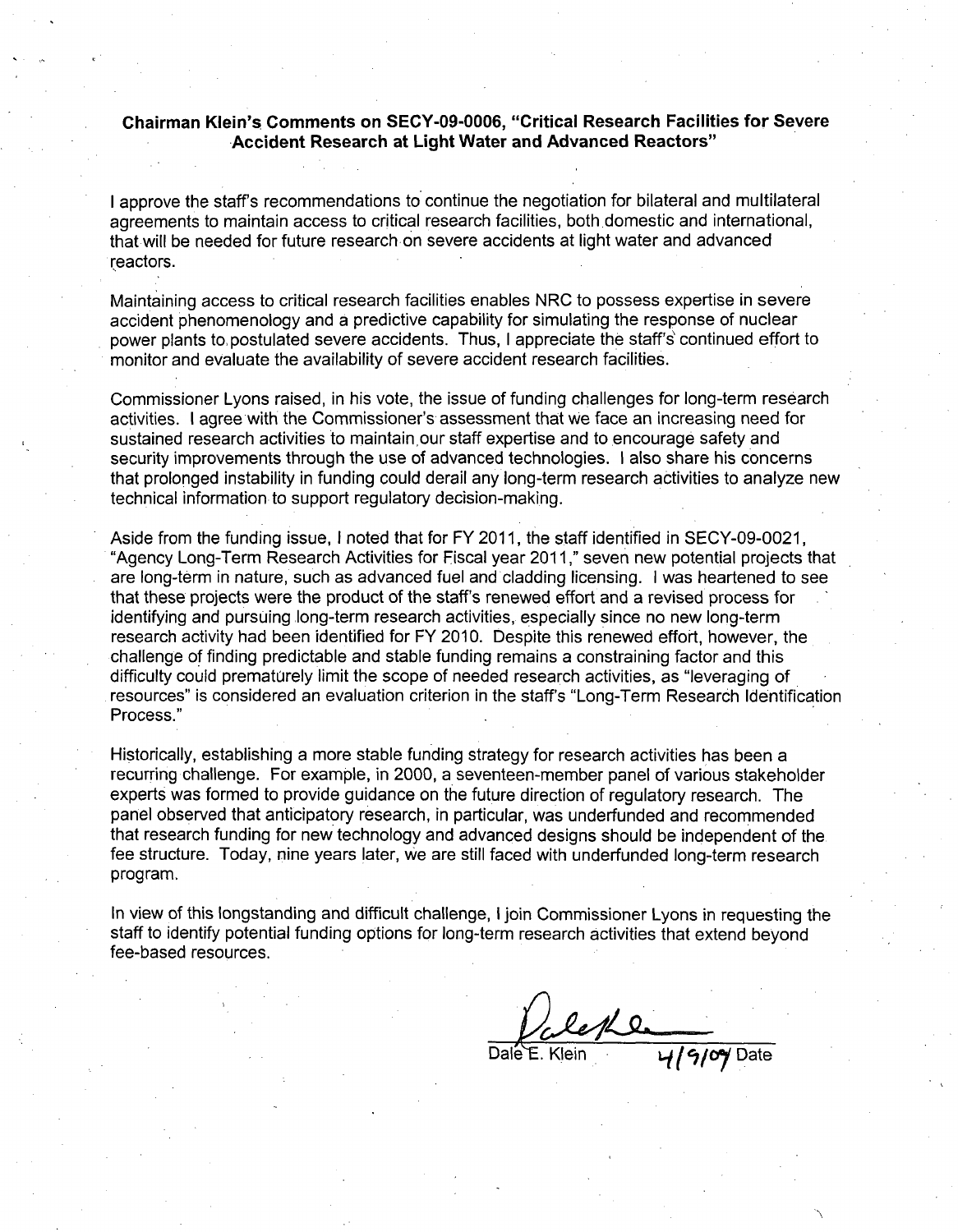**Chairman Klein's Comments on SECY-09-0006, "Critical Research Facilities for Severe Accident Research at Light Water and Advanced Reactors"**

I approve the staff's recommendations to continue the negotiation for bilateral and multilateral agreements to maintain access to critical research facilities, both domestic and international, that will be needed for future research on severe accidents at light water and advanced reactors.

Maintaining access to critical research facilities enables NRC to possess expertise in severe accident phenomenology and a predictive capability for simulating the response of nuclear power plants to postulated severe accidents. Thus, I appreciate the staff's continued effort to monitor and evaluate the availability of severe accident research facilities.

Commissioner Lyons raised, in his vote, the issue of funding challenges for long-term research activities. I agree with the Commissioner's assessment that we face an increasing need for sustained research activities to maintain our staff expertise and to encourage safety and security improvements through the use of advanced technologies. I also share his concerns that prolonged instability in funding could derail any long-term research activities to analyze new technical information to support regulatory decision-making.

Aside from the funding issue, I noted that for FY 2011, the staff identified in SECY-09-0021, "Agency Long-Term Research Activities for Fiscal year 2011," seven new potential projects that are long-term in nature, such as advanced fuel and cladding licensing. I was heartened to see that these projects were the product of the staff's renewed effort and a revised process for identifying and pursuing long-term research activities, especially since no new long-term research activity had been identified for FY 2010. Despite this renewed effort, however, the challenge of finding predictable and stable funding remains a constraining factor and this difficulty could prematurely limit the scope of needed research activities, as "leveraging of resources" is considered an evaluation criterion in the staff's "Long-Term Research Identification Process."

Historically, establishing a more stable funding strategy for research activities has been a recurring challenge. For example, in 2000, a seventeen-member panel of various stakeholder experts was formed to provide guidance on the future direction of regulatory research. The panel observed that anticipatory research, in particular, was underfunded and recommended that research funding for new technology and advanced designs should be independent of the fee structure. Today, nine years later, we are still faced with underfunded long-term research program.

In view of this longstanding and difficult challenge, I join Commissioner Lyons in requesting the staff to identify potential funding options for long-term research activities that extend beyond fee-based resources.

Dale E. Klein    4/9/09 Date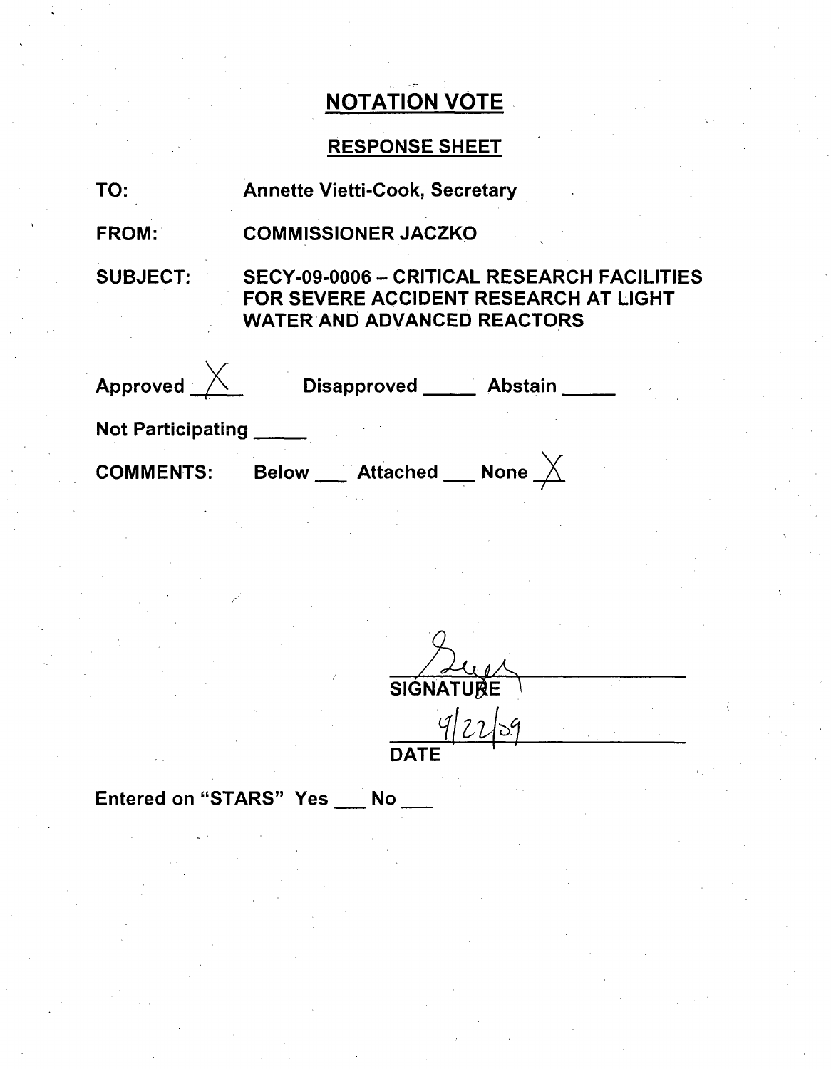# NOTATION VOTE

## RESPONSE SHEET

TO: Annette Vietti-Cook, Secretary

FROM: COMMISSIONER JACZKO

SUBJECT: SECY-09-0006 – CRITICAL RESEARCH FACILITIES FOR SEVERE ACCIDENT RESEARCH AT LIGHT WATER AND ADVANCED REACTORS

Approved X Disapproved ____ Abstain ____

Not Participating ____

COMMENTS: Below ___ Attached ___ None X

SIGNATURE

4/22/09

DATE

Entered on "STARS" Yes ___ No ___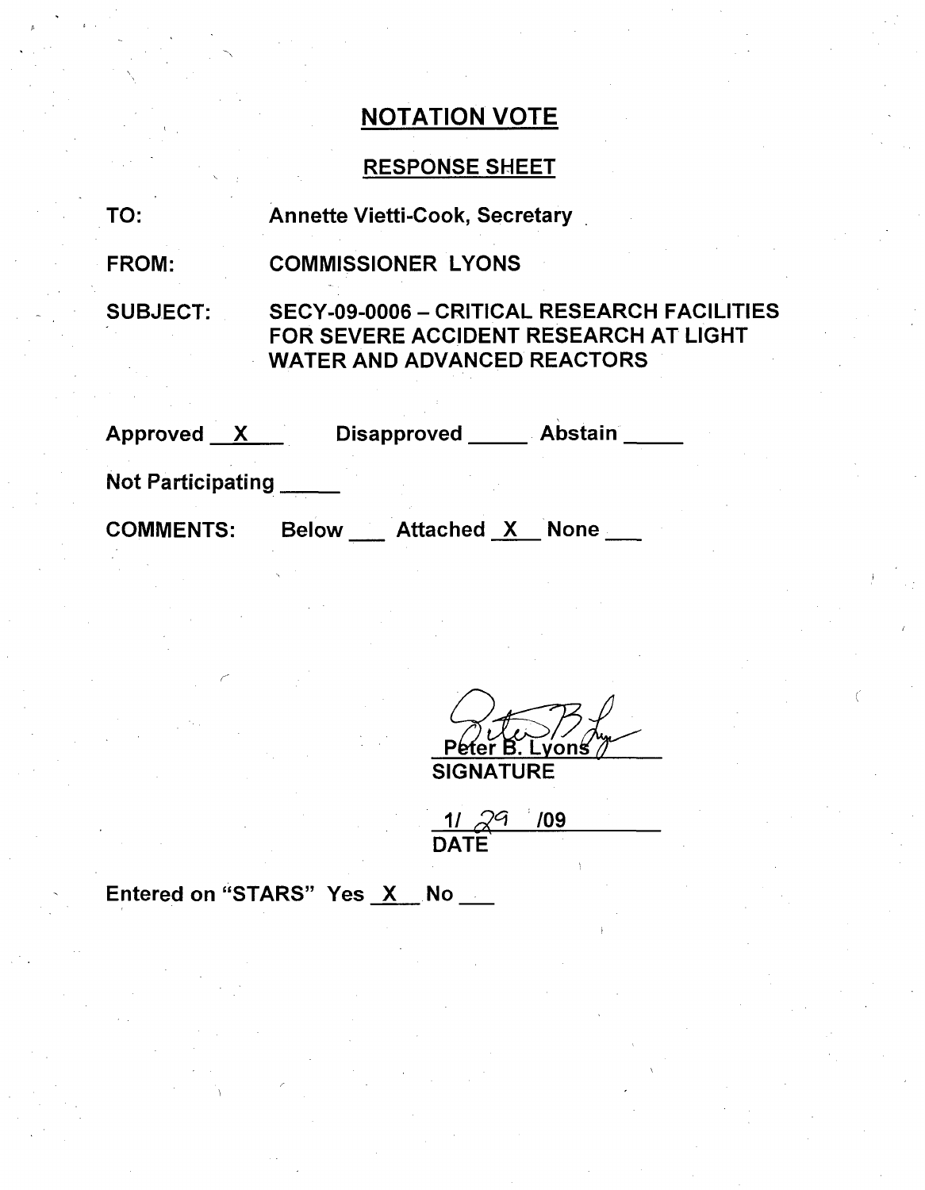# NOTATION VOTE

## RESPONSE SHEET

TO: Annette Vietti-Cook, Secretary

FROM: COMMISSIONER LYONS

SUBJECT: SECY-09-0006 – CRITICAL RESEARCH FACILITIES FOR SEVERE ACCIDENT RESEARCH AT LIGHT WATER AND ADVANCED REACTORS

Approved X Disapproved ____ Abstain ____

Not Participating ____

COMMENTS: Below ___ Attached X None ___

Peter B. Lyons
SIGNATURE

1/ 29 /09
DATE

Entered on "STARS" Yes X No ___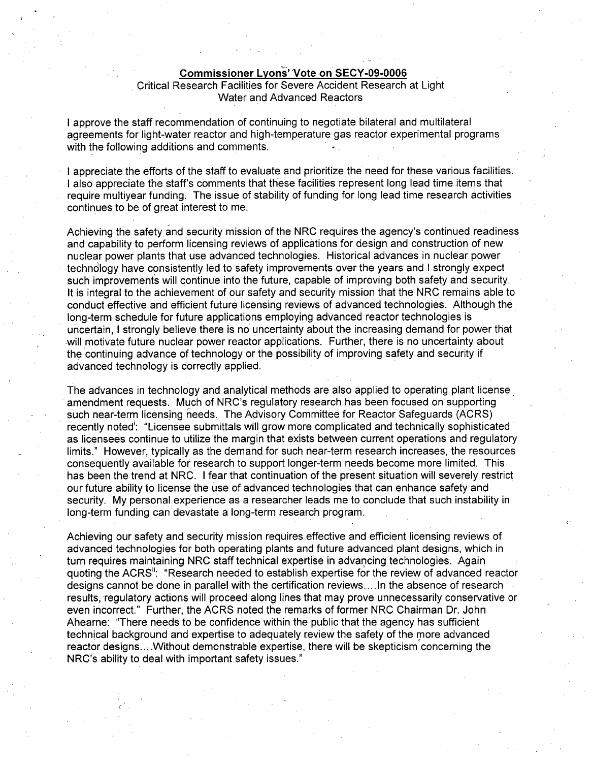**Commissioner Lyons' Vote on SECY-09-0006**

Critical Research Facilities for Severe Accident Research at Light Water and Advanced Reactors

I approve the staff recommendation of continuing to negotiate bilateral and multilateral agreements for light-water reactor and high-temperature gas reactor experimental programs with the following additions and comments.

I appreciate the efforts of the staff to evaluate and prioritize the need for these various facilities. I also appreciate the staff's comments that these facilities represent long lead time items that require multiyear funding. The issue of stability of funding for long lead time research activities continues to be of great interest to me.

Achieving the safety and security mission of the NRC requires the agency's continued readiness and capability to perform licensing reviews of applications for design and construction of new nuclear power plants that use advanced technologies. Historical advances in nuclear power technology have consistently led to safety improvements over the years and I strongly expect such improvements will continue into the future, capable of improving both safety and security. It is integral to the achievement of our safety and security mission that the NRC remains able to conduct effective and efficient future licensing reviews of advanced technologies. Although the long-term schedule for future applications employing advanced reactor technologies is uncertain, I strongly believe there is no uncertainty about the increasing demand for power that will motivate future nuclear power reactor applications. Further, there is no uncertainty about the continuing advance of technology or the possibility of improving safety and security if advanced technology is correctly applied.

The advances in technology and analytical methods are also applied to operating plant license amendment requests. Much of NRC's regulatory research has been focused on supporting such near-term licensing needs. The Advisory Committee for Reactor Safeguards (ACRS) recently noted[i]: "Licensee submittals will grow more complicated and technically sophisticated as licensees continue to utilize the margin that exists between current operations and regulatory limits." However, typically as the demand for such near-term research increases, the resources consequently available for research to support longer-term needs become more limited. This has been the trend at NRC. I fear that continuation of the present situation will severely restrict our future ability to license the use of advanced technologies that can enhance safety and security. My personal experience as a researcher leads me to conclude that such instability in long-term funding can devastate a long-term research program.

Achieving our safety and security mission requires effective and efficient licensing reviews of advanced technologies for both operating plants and future advanced plant designs, which in turn requires maintaining NRC staff technical expertise in advancing technologies. Again quoting the ACRS[ii]: "Research needed to establish expertise for the review of advanced reactor designs cannot be done in parallel with the certification reviews....In the absence of research results, regulatory actions will proceed along lines that may prove unnecessarily conservative or even incorrect." Further, the ACRS noted the remarks of former NRC Chairman Dr. John Ahearne: "There needs to be confidence within the public that the agency has sufficient technical background and expertise to adequately review the safety of the more advanced reactor designs....Without demonstrable expertise, there will be skepticism concerning the NRC's ability to deal with important safety issues."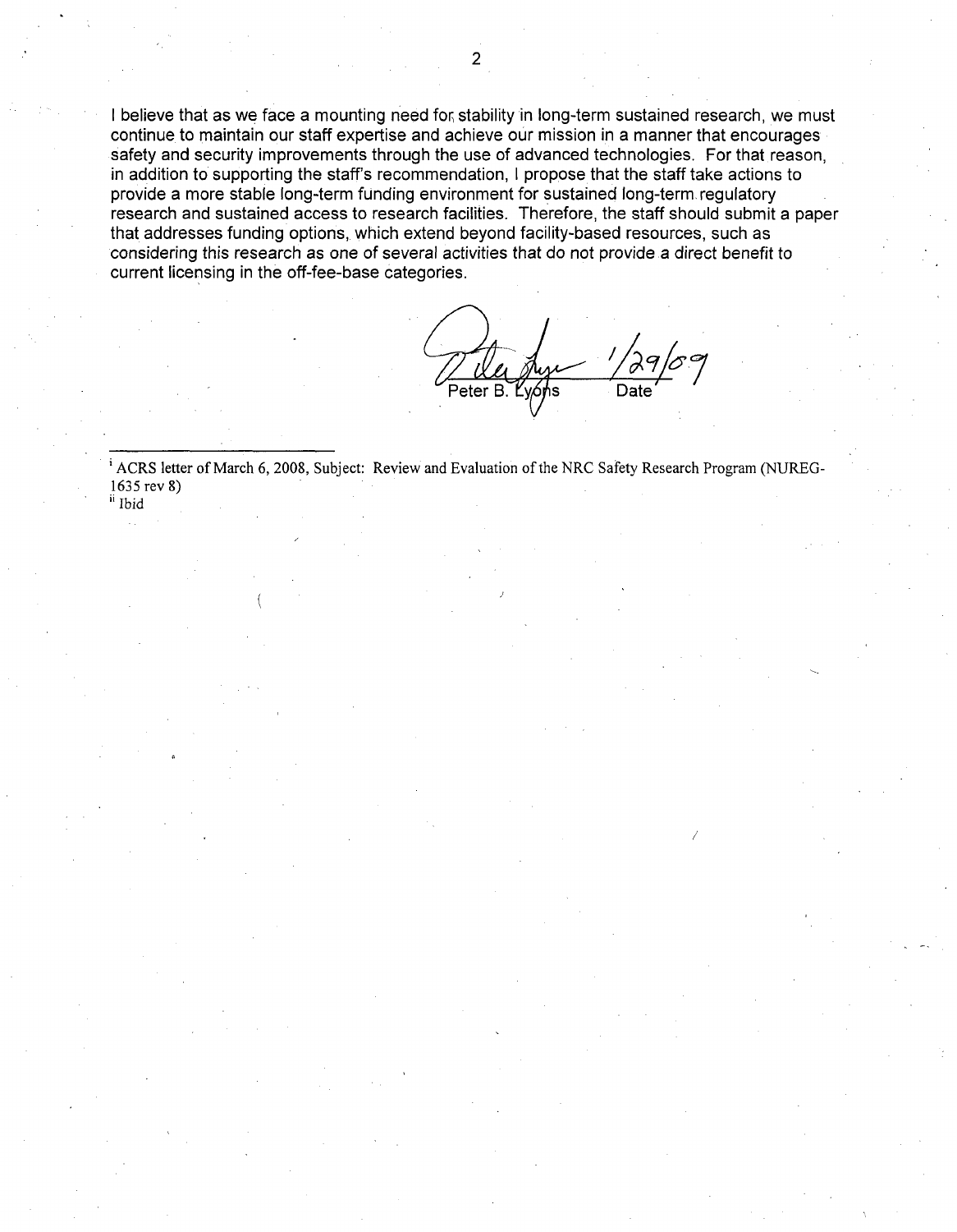I believe that as we face a mounting need for stability in long-term sustained research, we must continue to maintain our staff expertise and achieve our mission in a manner that encourages safety and security improvements through the use of advanced technologies. For that reason, in addition to supporting the staff's recommendation, I propose that the staff take actions to provide a more stable long-term funding environment for sustained long-term regulatory research and sustained access to research facilities. Therefore, the staff should submit a paper that addresses funding options, which extend beyond facility-based resources, such as considering this research as one of several activities that do not provide a direct benefit to current licensing in the off-fee-base categories.

Peter B. Lyons    1/29/09
Date

---

[i] ACRS letter of March 6, 2008, Subject: Review and Evaluation of the NRC Safety Research Program (NUREG-1635 rev 8)

[ii] Ibid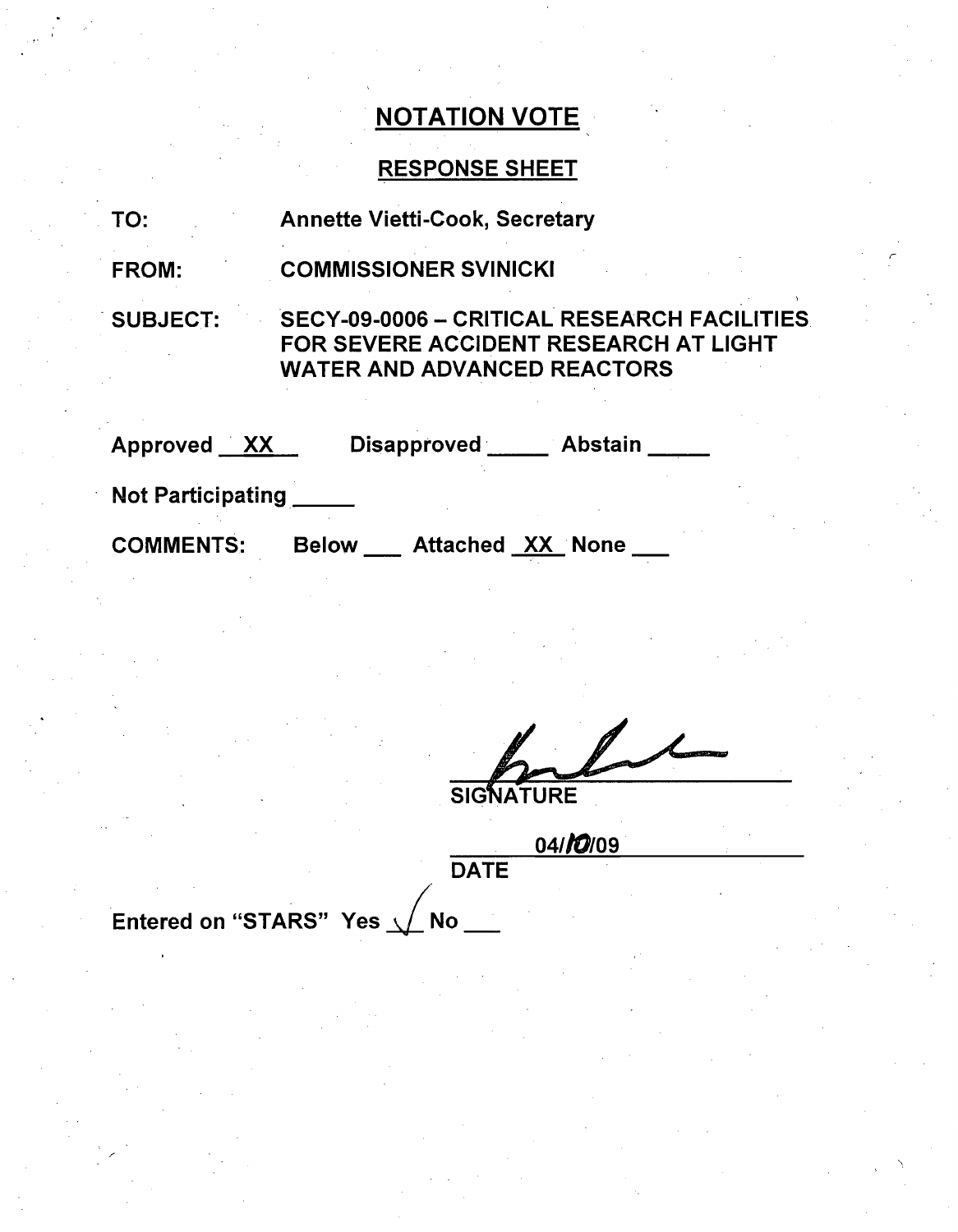# NOTATION VOTE

## RESPONSE SHEET

TO: Annette Vietti-Cook, Secretary

FROM: COMMISSIONER SVINICKI

SUBJECT: SECY-09-0006 – CRITICAL RESEARCH FACILITIES FOR SEVERE ACCIDENT RESEARCH AT LIGHT WATER AND ADVANCED REACTORS

Approved XX Disapproved ____ Abstain ____

Not Participating ____

COMMENTS: Below ___ Attached XX None ___

SIGNATURE

04/10/09

DATE

Entered on "STARS" Yes ✓ No ___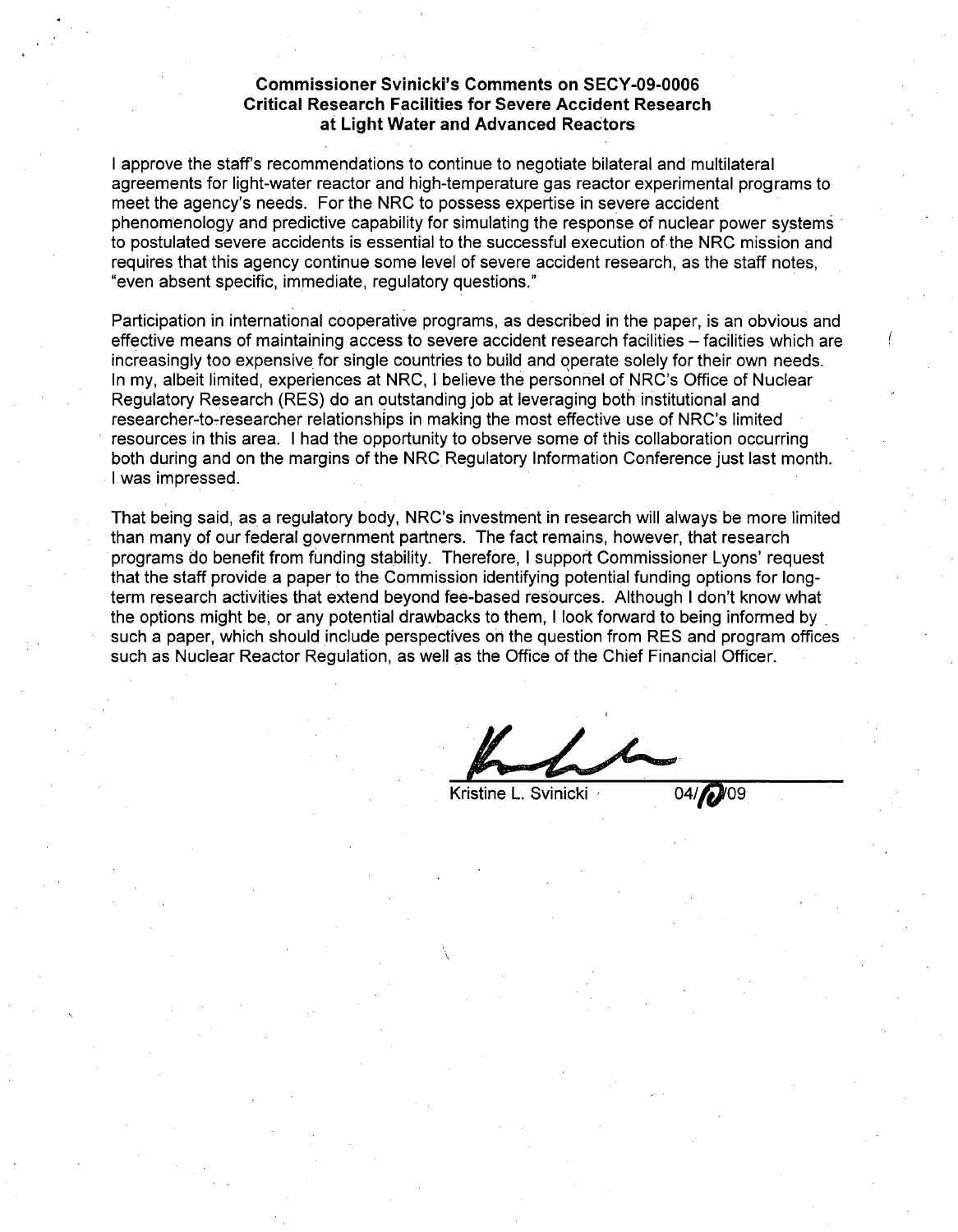**Commissioner Svinicki's Comments on SECY-09-0006**
**Critical Research Facilities for Severe Accident Research at Light Water and Advanced Reactors**

I approve the staff's recommendations to continue to negotiate bilateral and multilateral agreements for light-water reactor and high-temperature gas reactor experimental programs to meet the agency's needs. For the NRC to possess expertise in severe accident phenomenology and predictive capability for simulating the response of nuclear power systems to postulated severe accidents is essential to the successful execution of the NRC mission and requires that this agency continue some level of severe accident research, as the staff notes, "even absent specific, immediate, regulatory questions."

Participation in international cooperative programs, as described in the paper, is an obvious and effective means of maintaining access to severe accident research facilities – facilities which are increasingly too expensive for single countries to build and operate solely for their own needs. In my, albeit limited, experiences at NRC, I believe the personnel of NRC's Office of Nuclear Regulatory Research (RES) do an outstanding job at leveraging both institutional and researcher-to-researcher relationships in making the most effective use of NRC's limited resources in this area. I had the opportunity to observe some of this collaboration occurring both during and on the margins of the NRC Regulatory Information Conference just last month. I was impressed.

That being said, as a regulatory body, NRC's investment in research will always be more limited than many of our federal government partners. The fact remains, however, that research programs do benefit from funding stability. Therefore, I support Commissioner Lyons' request that the staff provide a paper to the Commission identifying potential funding options for long-term research activities that extend beyond fee-based resources. Although I don't know what the options might be, or any potential drawbacks to them, I look forward to being informed by such a paper, which should include perspectives on the question from RES and program offices such as Nuclear Reactor Regulation, as well as the Office of the Chief Financial Officer.

Kristine L. Svinicki 04/0/09